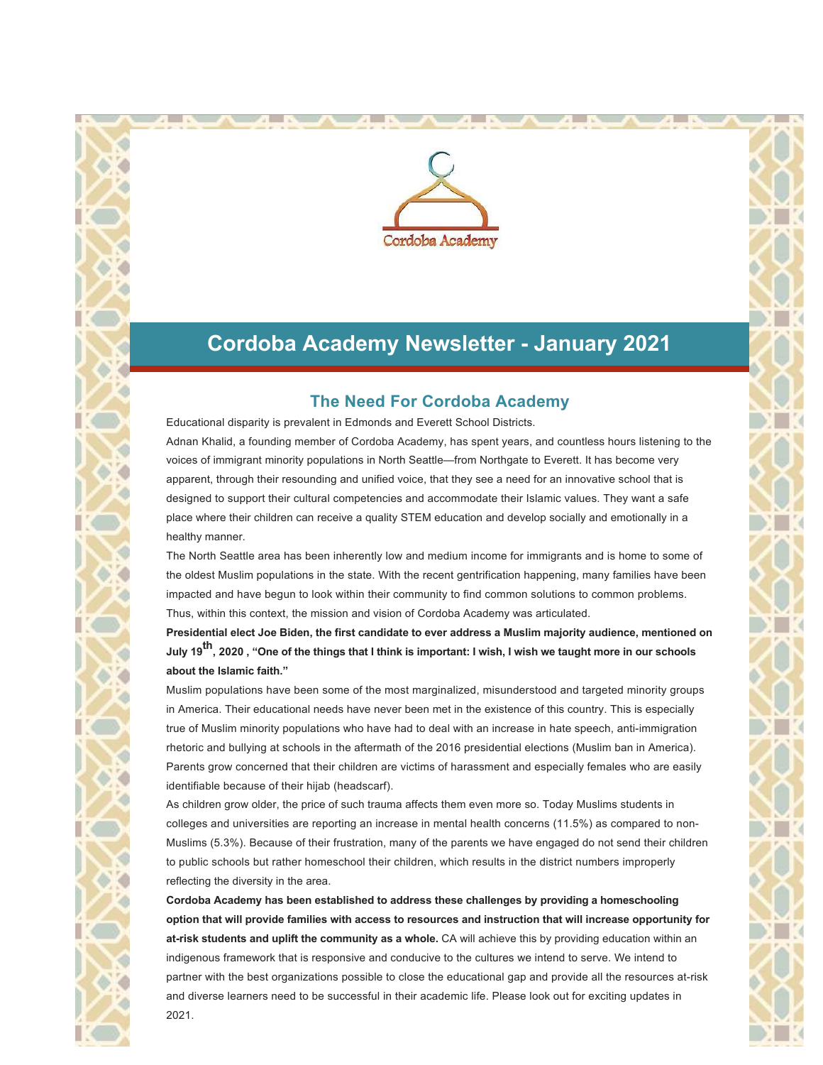Cordoba Academy

# Cordoba Academy Newsletter - January 2021

## The Need For Cordoba Academy

Educational disparity is prevalent in Edmonds and Everett School Districts.

Adnan Khalid, a founding member of Cordoba Academy, has spent years, and countless hours listening to the voices of immigrant minority populations in North Seattle—from Northgate to Everett. It has become very apparent, through their resounding and unified voice, that they see a need for an innovative school that is designed to support their cultural competencies and accommodate their Islamic values. They want a safe place where their children can receive a quality STEM education and develop socially and emotionally in a healthy manner.

The North Seattle area has been inherently low and medium income for immigrants and is home to some of the oldest Muslim populations in the state. With the recent gentrification happening, many families have been impacted and have begun to look within their community to find common solutions to common problems. Thus, within this context, the mission and vision of Cordoba Academy was articulated.

**Presidential elect Joe Biden, the first candidate to ever address a Muslim majority audience, mentioned on July 19th, 2020 , "One of the things that I think is important: I wish, I wish we taught more in our schools about the Islamic faith."**

Muslim populations have been some of the most marginalized, misunderstood and targeted minority groups in America. Their educational needs have never been met in the existence of this country. This is especially true of Muslim minority populations who have had to deal with an increase in hate speech, anti-immigration rhetoric and bullying at schools in the aftermath of the 2016 presidential elections (Muslim ban in America). Parents grow concerned that their children are victims of harassment and especially females who are easily identifiable because of their hijab (headscarf).

As children grow older, the price of such trauma affects them even more so. Today Muslims students in colleges and universities are reporting an increase in mental health concerns (11.5%) as compared to non-Muslims (5.3%). Because of their frustration, many of the parents we have engaged do not send their children to public schools but rather homeschool their children, which results in the district numbers improperly reflecting the diversity in the area.

**Cordoba Academy has been established to address these challenges by providing a homeschooling option that will provide families with access to resources and instruction that will increase opportunity for at-risk students and uplift the community as a whole.** CA will achieve this by providing education within an indigenous framework that is responsive and conducive to the cultures we intend to serve. We intend to partner with the best organizations possible to close the educational gap and provide all the resources at-risk and diverse learners need to be successful in their academic life. Please look out for exciting updates in 2021.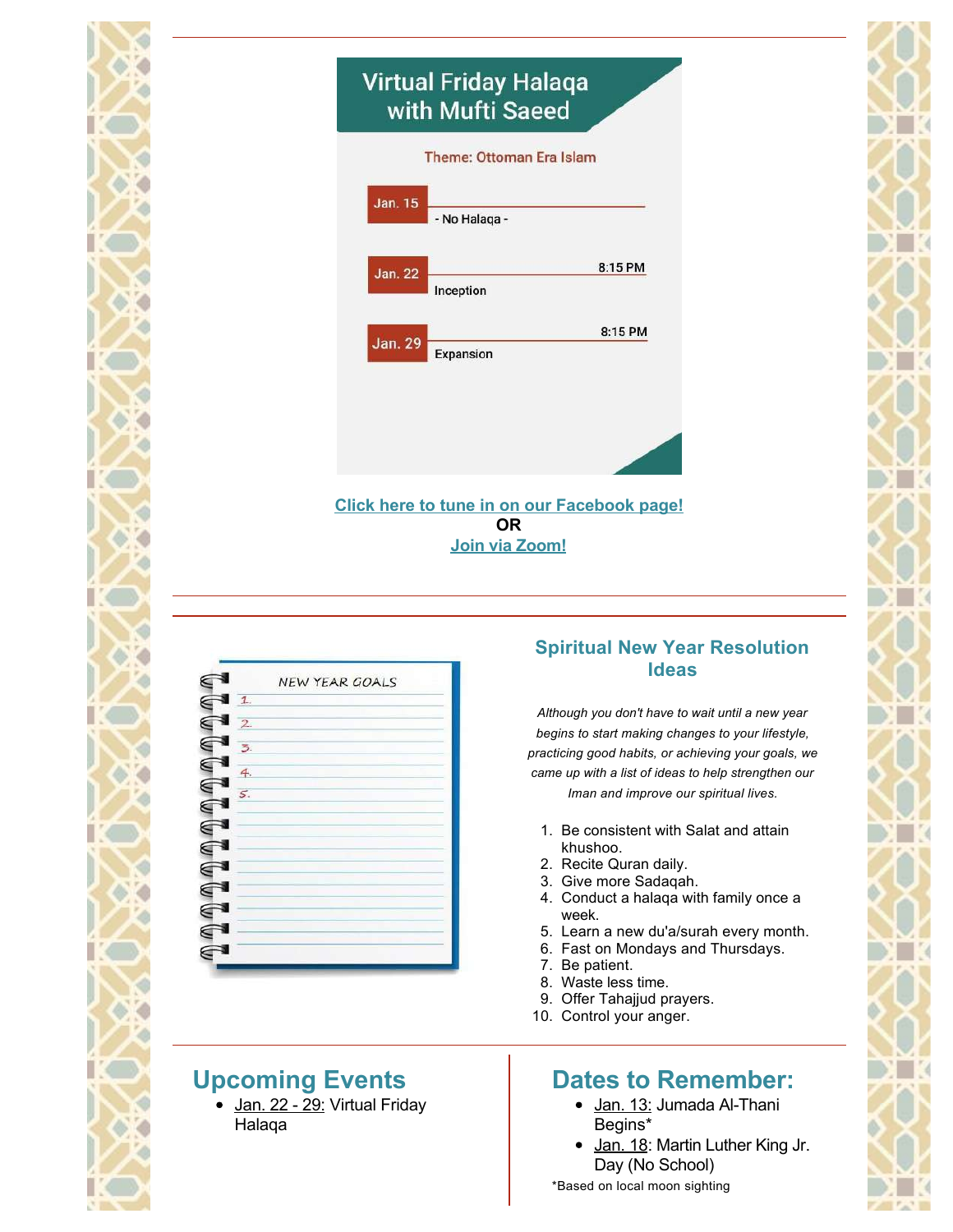## Virtual Friday Halaqa with Mufti Saeed

Theme: Ottoman Era Islam

| Date | Topic | Time |
|---|---|---|
| Jan. 15 | - No Halaqa - | |
| Jan. 22 | Inception | 8:15 PM |
| Jan. 29 | Expansion | 8:15 PM |

**Click here to tune in on our Facebook page!**
**OR**
**Join via Zoom!**

NEW YEAR GOALS

1.
2.
3.
4.
5.

## Spiritual New Year Resolution Ideas

*Although you don't have to wait until a new year begins to start making changes to your lifestyle, practicing good habits, or achieving your goals, we came up with a list of ideas to help strengthen our Iman and improve our spiritual lives.*

1. Be consistent with Salat and attain khushoo.
2. Recite Quran daily.
3. Give more Sadaqah.
4. Conduct a halaqa with family once a week.
5. Learn a new du'a/surah every month.
6. Fast on Mondays and Thursdays.
7. Be patient.
8. Waste less time.
9. Offer Tahajjud prayers.
10. Control your anger.

## Upcoming Events

- Jan. 22 - 29: Virtual Friday Halaqa

## Dates to Remember:

- Jan. 13: Jumada Al-Thani Begins*
- Jan. 18: Martin Luther King Jr. Day (No School)

*Based on local moon sighting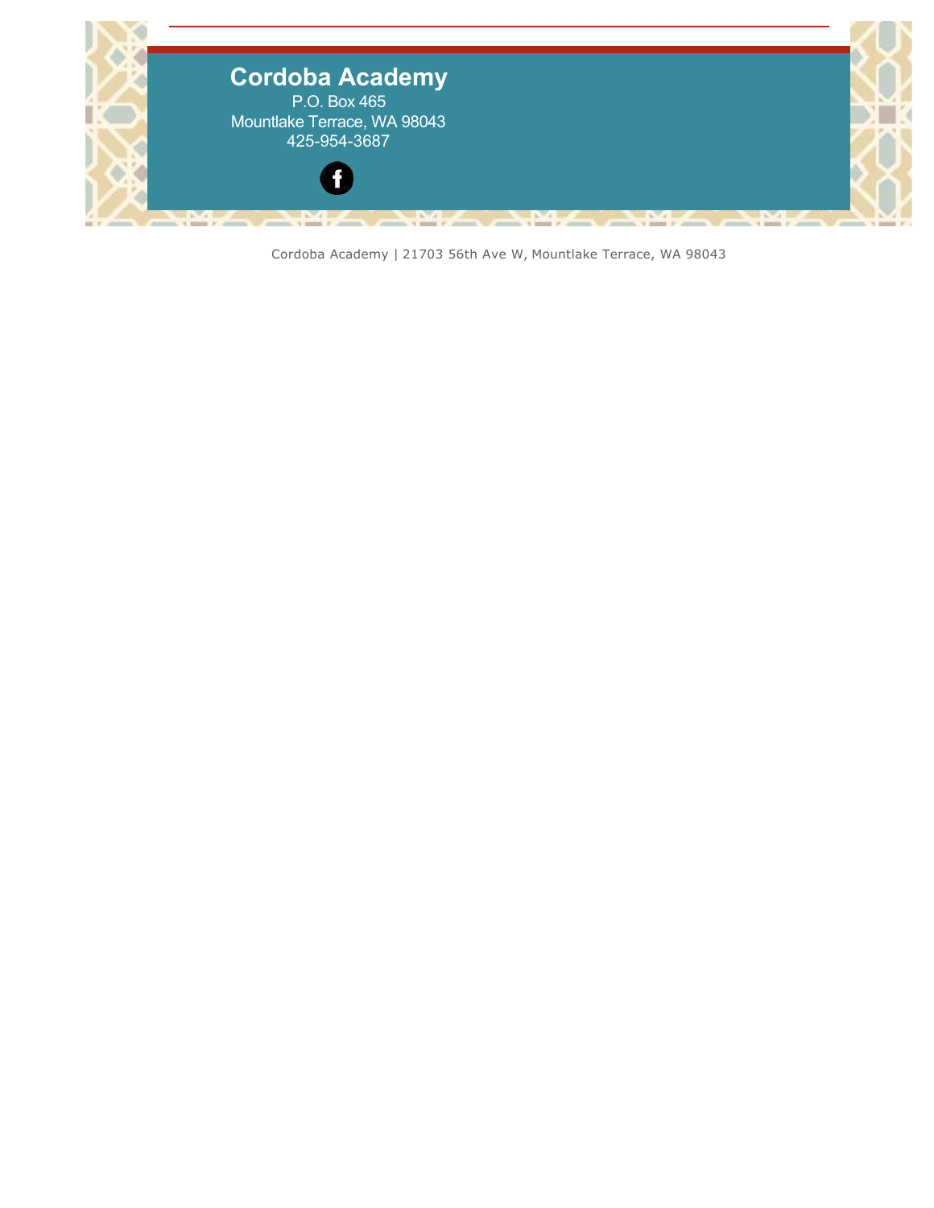**Cordoba Academy**

P.O. Box 465
Mountlake Terrace, WA 98043
425-954-3687

Cordoba Academy | 21703 56th Ave W, Mountlake Terrace, WA 98043